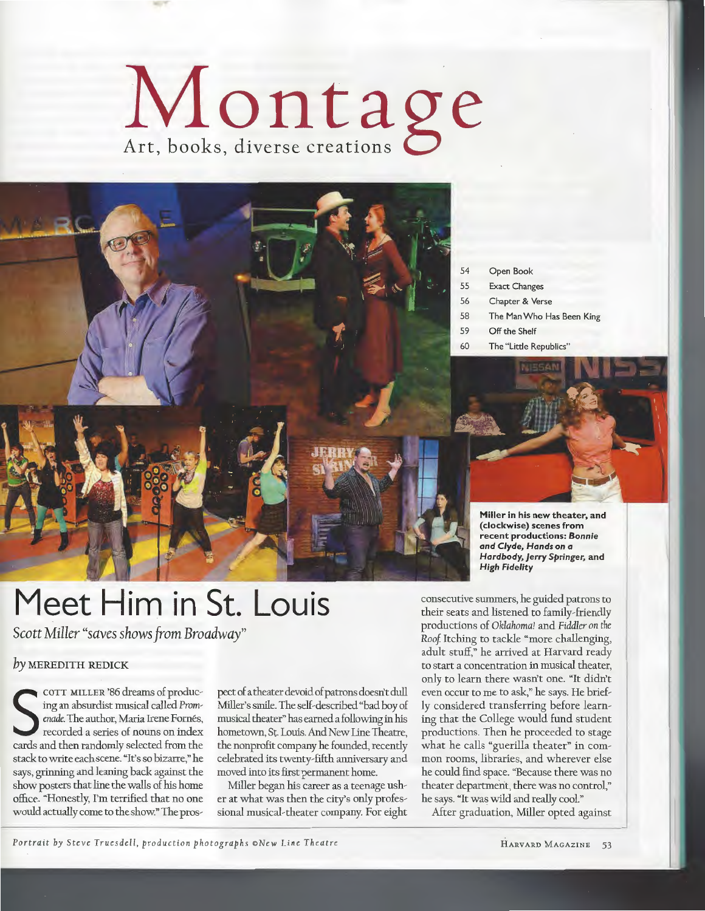# Montage

Art, books, diverse creations

| | |
|---|---|
| 54 | Open Book |
| 55 | Exact Changes |
| 56 | Chapter & Verse |
| 58 | The Man Who Has Been King |
| 59 | Off the Shelf |
| 60 | The "Little Republics" |

**Miller in his new theater, and (clockwise) scenes from recent productions: *Bonnie and Clyde, Hands on a Hardbody, Jerry Springer,* and *High Fidelity***

## Meet Him in St. Louis

*Scott Miller "saves shows from Broadway"*

*by* MEREDITH REDICK

SCOTT MILLER '86 dreams of producing an absurdist musical called *Promenade*. The author, Maria Irene Fornés, recorded a series of nouns on index cards and then randomly selected from the stack to write each scene. "It's so bizarre," he says, grinning and leaning back against the show posters that line the walls of his home office. "Honestly, I'm terrified that no one would actually come to the show." The prospect of a theater devoid of patrons doesn't dull Miller's smile. The self-described "bad boy of musical theater" has earned a following in his hometown, St. Louis. And New Line Theatre, the nonprofit company he founded, recently celebrated its twenty-fifth anniversary and moved into its first permanent home.

Miller began his career as a teenage usher at what was then the city's only professional musical-theater company. For eight consecutive summers, he guided patrons to their seats and listened to family-friendly productions of *Oklahoma!* and *Fiddler on the Roof*. Itching to tackle "more challenging, adult stuff," he arrived at Harvard ready to start a concentration in musical theater, only to learn there wasn't one. "It didn't even occur to me to ask," he says. He briefly considered transferring before learning that the College would fund student productions. Then he proceeded to stage what he calls "guerilla theater" in common rooms, libraries, and wherever else he could find space. "Because there was no theater department, there was no control," he says. "It was wild and really cool."

After graduation, Miller opted against

*Portrait by Steve Truesdell, production photographs ©New Line Theatre*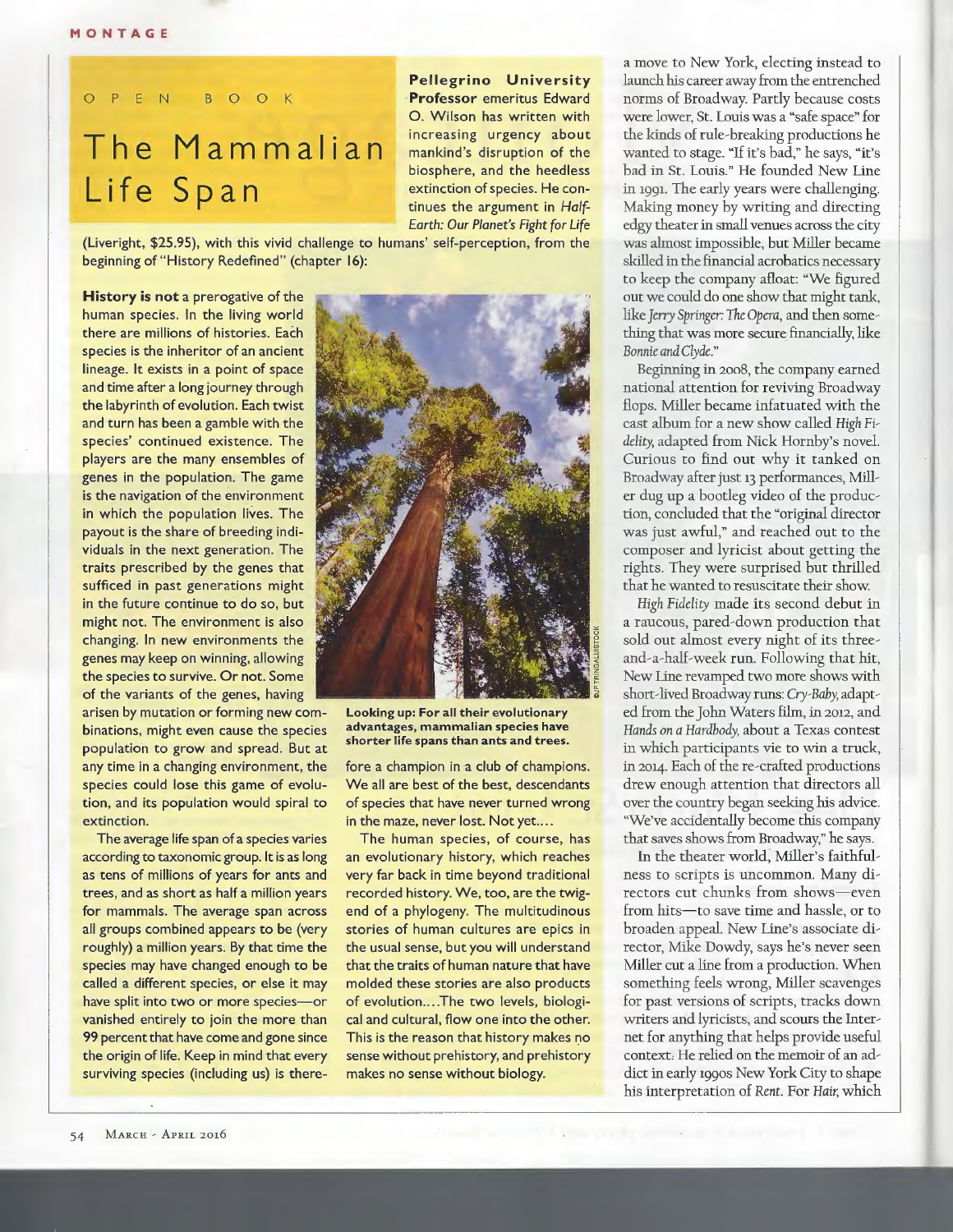# OPEN BOOK

# The Mammalian Life Span

**Pellegrino University Professor** emeritus Edward O. Wilson has written with increasing urgency about mankind's disruption of the biosphere, and the heedless extinction of species. He continues the argument in *Half-Earth: Our Planet's Fight for Life* (Liveright, $25.95), with this vivid challenge to humans' self-perception, from the beginning of "History Redefined" (chapter 16):

**History is not** a prerogative of the human species. In the living world there are millions of histories. Each species is the inheritor of an ancient lineage. It exists in a point of space and time after a long journey through the labyrinth of evolution. Each twist and turn has been a gamble with the species' continued existence. The players are the many ensembles of genes in the population. The game is the navigation of the environment in which the population lives. The payout is the share of breeding individuals in the next generation. The traits prescribed by the genes that sufficed in past generations might in the future continue to do so, but might not. The environment is also changing. In new environments the genes may keep on winning, allowing the species to survive. Or not. Some of the variants of the genes, having arisen by mutation or forming new combinations, might even cause the species population to grow and spread. But at any time in a changing environment, the species could lose this game of evolution, and its population would spiral to extinction.

The average life span of a species varies according to taxonomic group. It is as long as tens of millions of years for ants and trees, and as short as half a million years for mammals. The average span across all groups combined appears to be (very roughly) a million years. By that time the species may have changed enough to be called a different species, or else it may have split into two or more species—or vanished entirely to join the more than 99 percent that have come and gone since the origin of life. Keep in mind that every surviving species (including us) is therefore a champion in a club of champions. We all are best of the best, descendants of species that have never turned wrong in the maze, never lost. Not yet....

The human species, of course, has an evolutionary history, which reaches very far back in time beyond traditional recorded history. We, too, are the twig-end of a phylogeny. The multitudinous stories of human cultures are epics in the usual sense, but you will understand that the traits of human nature that have molded these stories are also products of evolution....The two levels, biological and cultural, flow one into the other. This is the reason that history makes no sense without prehistory, and prehistory makes no sense without biology.

©JFTRINIDAD/ISTOCK

**Looking up: For all their evolutionary advantages, mammalian species have shorter life spans than ants and trees.**

a move to New York, electing instead to launch his career away from the entrenched norms of Broadway. Partly because costs were lower, St. Louis was a "safe space" for the kinds of rule-breaking productions he wanted to stage. "If it's bad," he says, "it's bad in St. Louis." He founded New Line in 1991. The early years were challenging. Making money by writing and directing edgy theater in small venues across the city was almost impossible, but Miller became skilled in the financial acrobatics necessary to keep the company afloat: "We figured out we could do one show that might tank, like *Jerry Springer: The Opera*, and then something that was more secure financially, like *Bonnie and Clyde*."

Beginning in 2008, the company earned national attention for reviving Broadway flops. Miller became infatuated with the cast album for a new show called *High Fidelity*, adapted from Nick Hornby's novel. Curious to find out why it tanked on Broadway after just 13 performances, Miller dug up a bootleg video of the production, concluded that the "original director was just awful," and reached out to the composer and lyricist about getting the rights. They were surprised but thrilled that he wanted to resuscitate their show.

*High Fidelity* made its second debut in a raucous, pared-down production that sold out almost every night of its three-and-a-half-week run. Following that hit, New Line revamped two more shows with short-lived Broadway runs: *Cry-Baby*, adapted from the John Waters film, in 2012, and *Hands on a Hardbody*, about a Texas contest in which participants vie to win a truck, in 2014. Each of the re-crafted productions drew enough attention that directors all over the country began seeking his advice. "We've accidentally become this company that saves shows from Broadway," he says.

In the theater world, Miller's faithfulness to scripts is uncommon. Many directors cut chunks from shows—even from hits—to save time and hassle, or to broaden appeal. New Line's associate director, Mike Dowdy, says he's never seen Miller cut a line from a production. When something feels wrong, Miller scavenges for past versions of scripts, tracks down writers and lyricists, and scours the Internet for anything that helps provide useful context. He relied on the memoir of an addict in early 1990s New York City to shape his interpretation of *Rent*. For *Hair*, which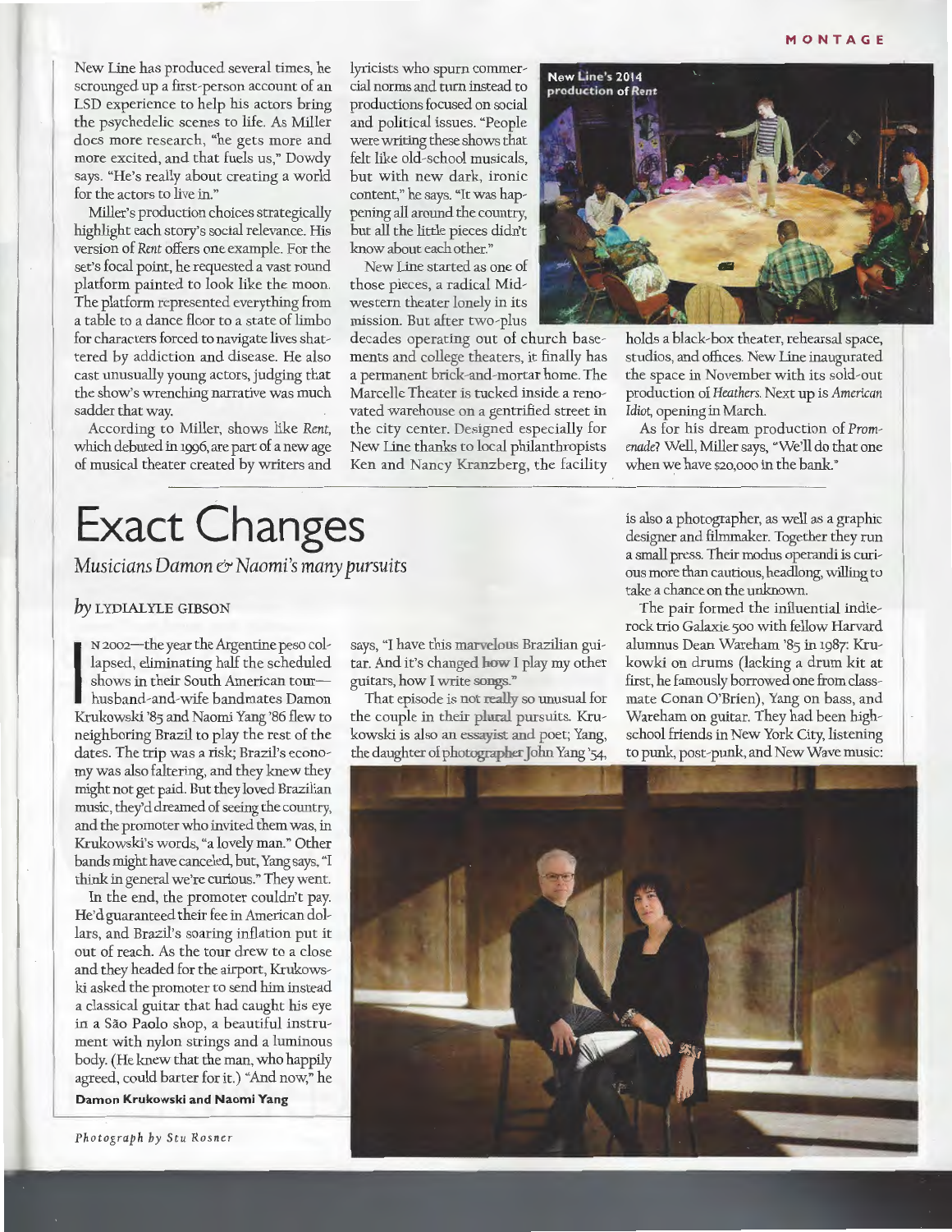New Line has produced several times, he scrounged up a first-person account of an LSD experience to help his actors bring the psychedelic scenes to life. As Miller does more research, "he gets more and more excited, and that fuels us," Dowdy says. "He's really about creating a world for the actors to live in."

Miller's production choices strategically highlight each story's social relevance. His version of *Rent* offers one example. For the set's focal point, he requested a vast round platform painted to look like the moon. The platform represented everything from a table to a dance floor to a state of limbo for characters forced to navigate lives shattered by addiction and disease. He also cast unusually young actors, judging that the show's wrenching narrative was much sadder that way.

According to Miller, shows like *Rent*, which debuted in 1996, are part of a new age of musical theater created by writers and lyricists who spurn commercial norms and turn instead to productions focused on social and political issues. "People were writing these shows that felt like old-school musicals, but with new dark, ironic content," he says. "It was happening all around the country, but all the little pieces didn't know about each other."

New Line started as one of those pieces, a radical Midwestern theater lonely in its mission. But after two-plus decades operating out of church basements and college theaters, it finally has a permanent brick-and-mortar home. The Marcelle Theater is tucked inside a renovated warehouse on a gentrified street in the city center. Designed especially for New Line thanks to local philanthropists Ken and Nancy Kranzberg, the facility holds a black-box theater, rehearsal space, studios, and offices. New Line inaugurated the space in November with its sold-out production of *Heathers*. Next up is *American Idiot*, opening in March.

**New Line's 2014 production of *Rent***

As for his dream production of *Promenade*? Well, Miller says, "We'll do that one when we have $20,000 in the bank."

# Exact Changes

*Musicians Damon & Naomi's many pursuits*

*by* LYDIALYLE GIBSON

In 2002—the year the Argentine peso collapsed, eliminating half the scheduled shows in their South American tour—husband-and-wife bandmates Damon Krukowski '85 and Naomi Yang '86 flew to neighboring Brazil to play the rest of the dates. The trip was a risk; Brazil's economy was also faltering, and they knew they might not get paid. But they loved Brazilian music, they'd dreamed of seeing the country, and the promoter who invited them was, in Krukowski's words, "a lovely man." Other bands might have canceled, but, Yang says, "I think in general we're curious." They went.

In the end, the promoter couldn't pay. He'd guaranteed their fee in American dollars, and Brazil's soaring inflation put it out of reach. As the tour drew to a close and they headed for the airport, Krukowski asked the promoter to send him instead a classical guitar that had caught his eye in a São Paolo shop, a beautiful instrument with nylon strings and a luminous body. (He knew that the man, who happily agreed, could barter for it.) "And now," he says, "I have this marvelous Brazilian guitar. And it's changed how I play my other guitars, how I write songs."

That episode is not really so unusual for the couple in their plural pursuits. Krukowski is also an essayist and poet; Yang, the daughter of photographer John Yang '54, is also a photographer, as well as a graphic designer and filmmaker. Together they run a small press. Their modus operandi is curious more than cautious, headlong, willing to take a chance on the unknown.

The pair formed the influential indie-rock trio Galaxie 500 with fellow Harvard alumnus Dean Wareham '85 in 1987: Krukowki on drums (lacking a drum kit at first, he famously borrowed one from classmate Conan O'Brien), Yang on bass, and Wareham on guitar. They had been high-school friends in New York City, listening to punk, post-punk, and New Wave music:

**Damon Krukowski and Naomi Yang**

*Photograph by Stu Rosner*